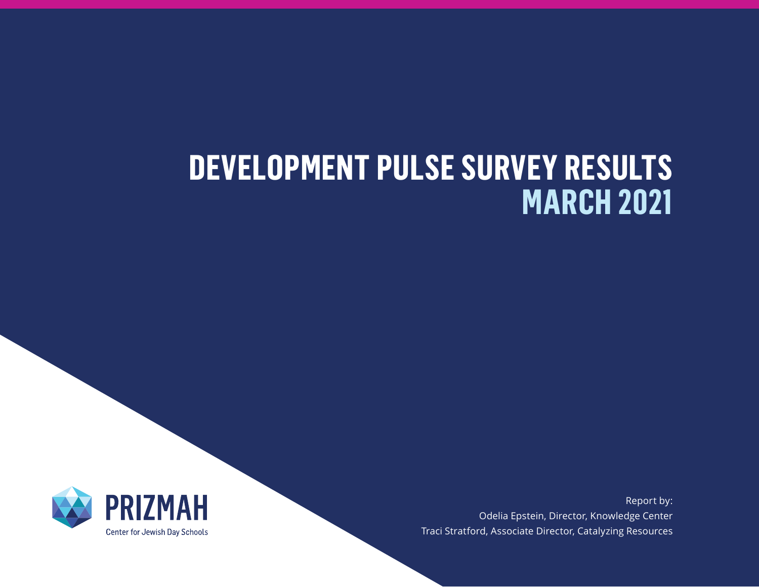# DEVELOPMENT PULSE SURVEY RESULTS
## MARCH 2021

PRIZMAH

Center for Jewish Day Schools

Report by:
Odelia Epstein, Director, Knowledge Center
Traci Stratford, Associate Director, Catalyzing Resources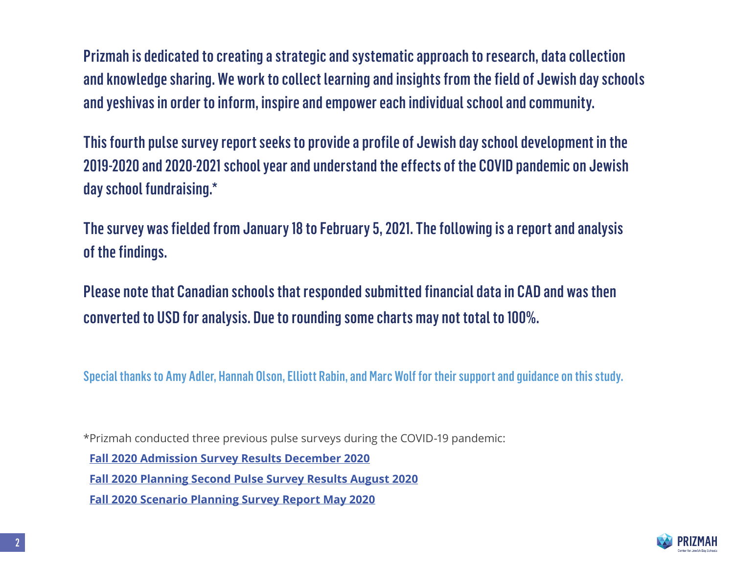Prizmah is dedicated to creating a strategic and systematic approach to research, data collection and knowledge sharing. We work to collect learning and insights from the field of Jewish day schools and yeshivas in order to inform, inspire and empower each individual school and community.

This fourth pulse survey report seeks to provide a profile of Jewish day school development in the 2019-2020 and 2020-2021 school year and understand the effects of the COVID pandemic on Jewish day school fundraising.*

The survey was fielded from January 18 to February 5, 2021. The following is a report and analysis of the findings.

Please note that Canadian schools that responded submitted financial data in CAD and was then converted to USD for analysis. Due to rounding some charts may not total to 100%.

Special thanks to Amy Adler, Hannah Olson, Elliott Rabin, and Marc Wolf for their support and guidance on this study.

*Prizmah conducted three previous pulse surveys during the COVID-19 pandemic:

- **Fall 2020 Admission Survey Results December 2020**
- **Fall 2020 Planning Second Pulse Survey Results August 2020**
- **Fall 2020 Scenario Planning Survey Report May 2020**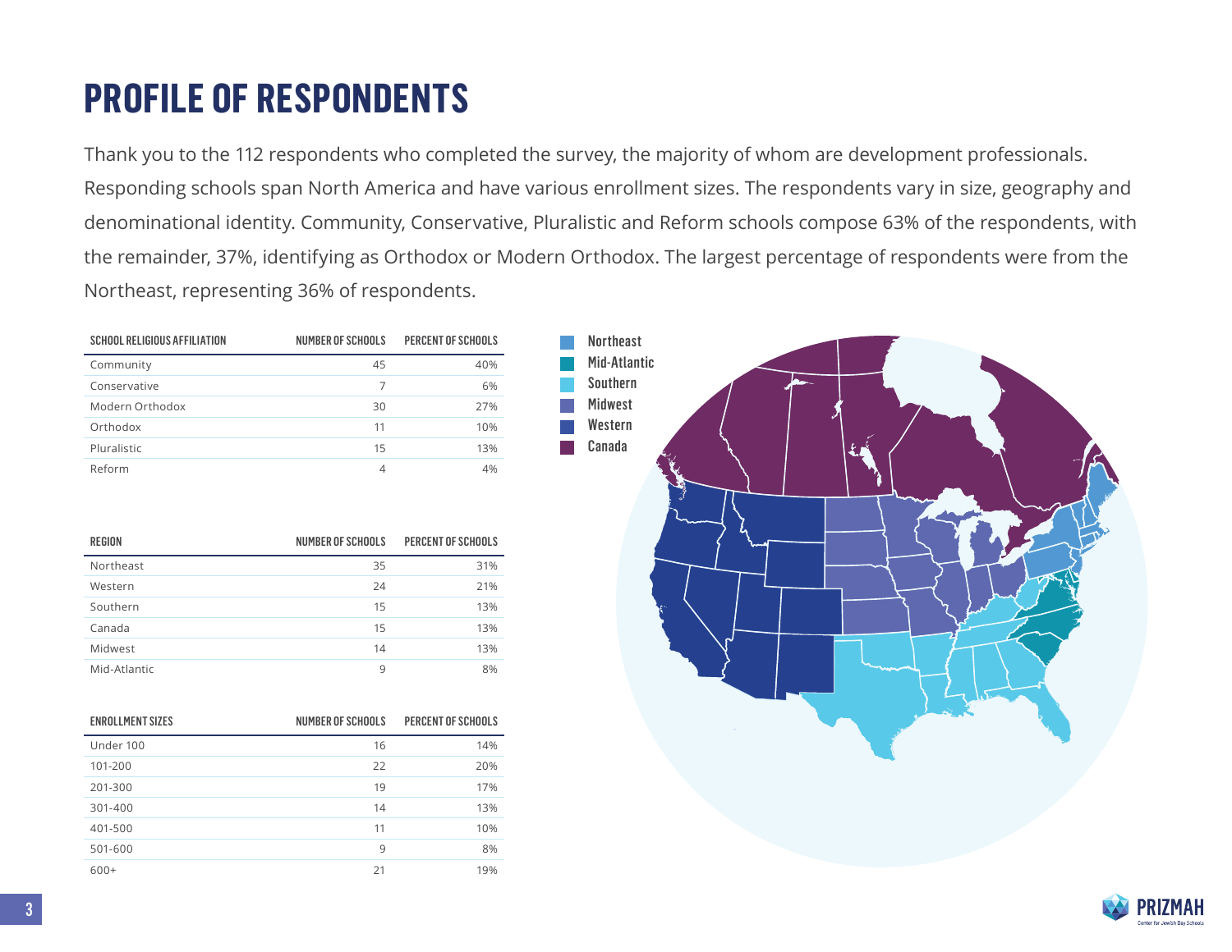# PROFILE OF RESPONDENTS

Thank you to the 112 respondents who completed the survey, the majority of whom are development professionals. Responding schools span North America and have various enrollment sizes. The respondents vary in size, geography and denominational identity. Community, Conservative, Pluralistic and Reform schools compose 63% of the respondents, with the remainder, 37%, identifying as Orthodox or Modern Orthodox. The largest percentage of respondents were from the Northeast, representing 36% of respondents.

| SCHOOL RELIGIOUS AFFILIATION | NUMBER OF SCHOOLS | PERCENT OF SCHOOLS |
|---|---|---|
| Community | 45 | 40% |
| Conservative | 7 | 6% |
| Modern Orthodox | 30 | 27% |
| Orthodox | 11 | 10% |
| Pluralistic | 15 | 13% |
| Reform | 4 | 4% |

| REGION | NUMBER OF SCHOOLS | PERCENT OF SCHOOLS |
|---|---|---|
| Northeast | 35 | 31% |
| Western | 24 | 21% |
| Southern | 15 | 13% |
| Canada | 15 | 13% |
| Midwest | 14 | 13% |
| Mid-Atlantic | 9 | 8% |

| ENROLLMENT SIZES | NUMBER OF SCHOOLS | PERCENT OF SCHOOLS |
|---|---|---|
| Under 100 | 16 | 14% |
| 101-200 | 22 | 20% |
| 201-300 | 19 | 17% |
| 301-400 | 14 | 13% |
| 401-500 | 11 | 10% |
| 501-600 | 9 | 8% |
| 600+ | 21 | 19% |

Northeast
Mid-Atlantic
Southern
Midwest
Western
Canada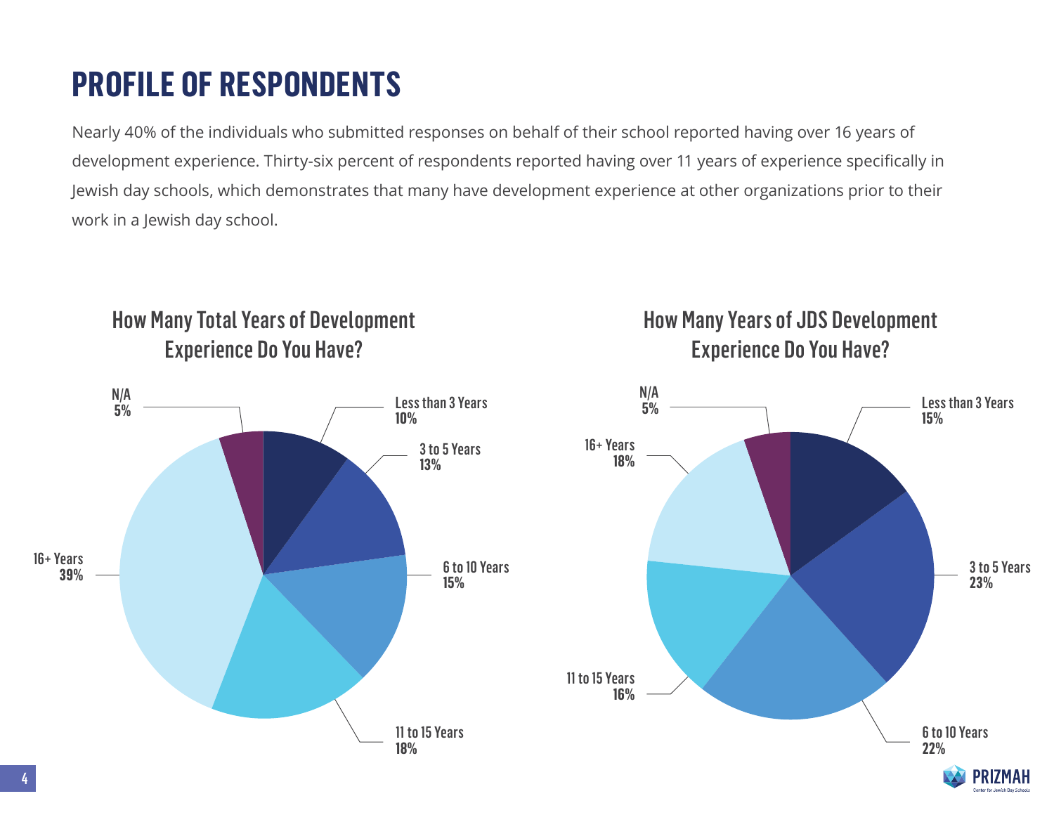# PROFILE OF RESPONDENTS

Nearly 40% of the individuals who submitted responses on behalf of their school reported having over 16 years of development experience. Thirty-six percent of respondents reported having over 11 years of experience specifically in Jewish day schools, which demonstrates that many have development experience at other organizations prior to their work in a Jewish day school.

### How Many Total Years of Development Experience Do You Have?

| Response | Percent |
|---|---|
| Less than 3 Years | 10% |
| 3 to 5 Years | 13% |
| 6 to 10 Years | 15% |
| 11 to 15 Years | 18% |
| 16+ Years | 39% |
| N/A | 5% |

### How Many Years of JDS Development Experience Do You Have?

| Response | Percent |
|---|---|
| Less than 3 Years | 15% |
| 3 to 5 Years | 23% |
| 6 to 10 Years | 22% |
| 11 to 15 Years | 16% |
| 16+ Years | 18% |
| N/A | 5% |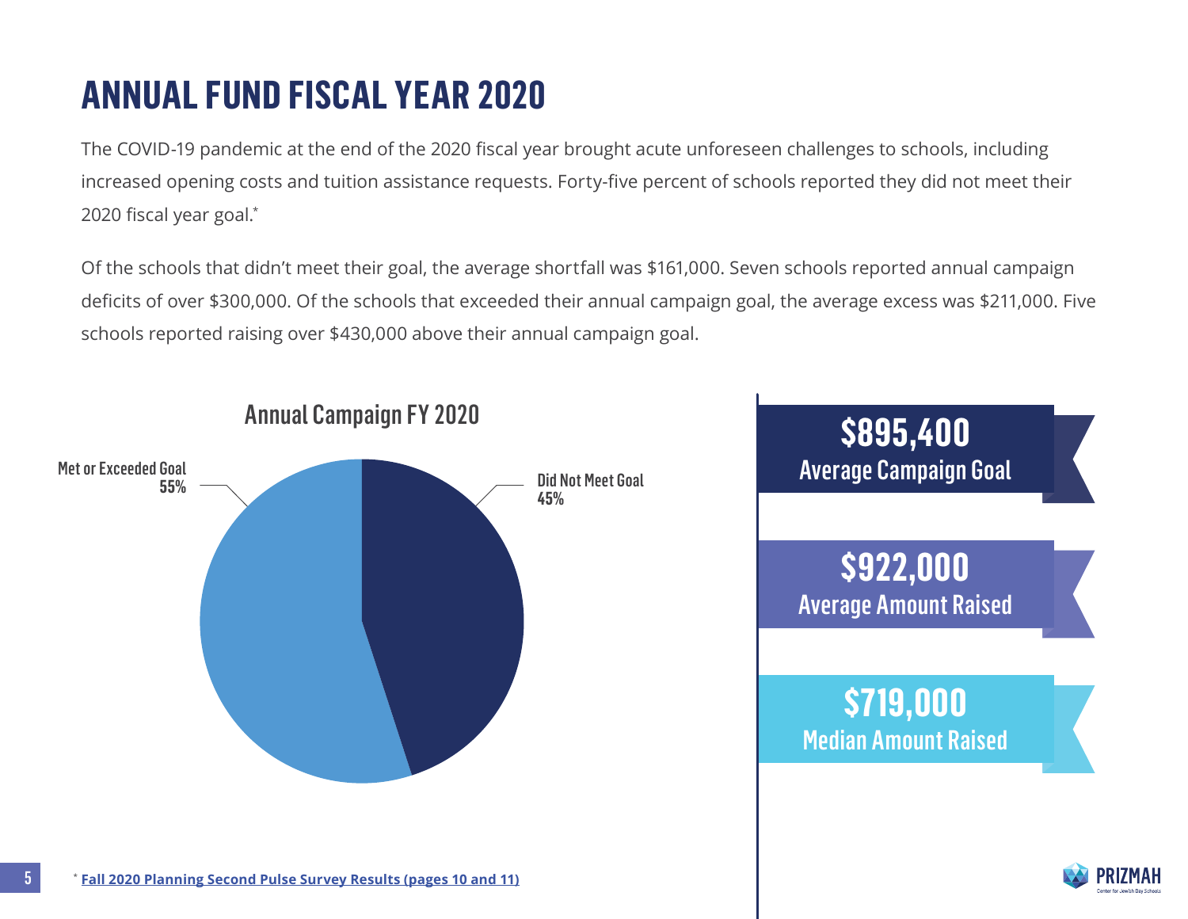# ANNUAL FUND FISCAL YEAR 2020

The COVID-19 pandemic at the end of the 2020 fiscal year brought acute unforeseen challenges to schools, including increased opening costs and tuition assistance requests. Forty-five percent of schools reported they did not meet their 2020 fiscal year goal.*

Of the schools that didn't meet their goal, the average shortfall was $161,000. Seven schools reported annual campaign deficits of over $300,000. Of the schools that exceeded their annual campaign goal, the average excess was $211,000. Five schools reported raising over $430,000 above their annual campaign goal.

### Annual Campaign FY 2020

- Met or Exceeded Goal: 55%
- Did Not Meet Goal: 45%

**$895,400**
Average Campaign Goal

**$922,000**
Average Amount Raised

**$719,000**
Median Amount Raised

* **Fall 2020 Planning Second Pulse Survey Results (pages 10 and 11)**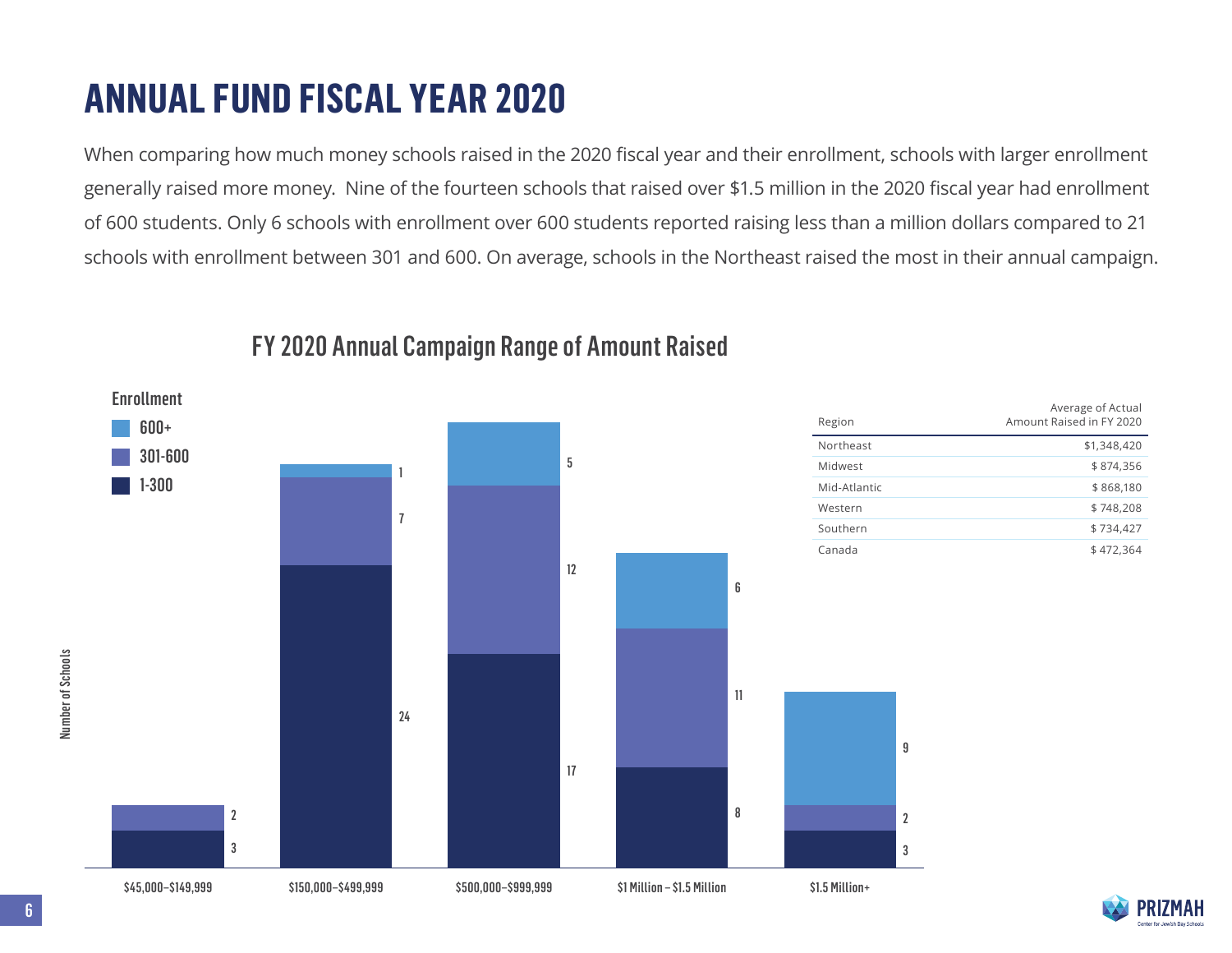# ANNUAL FUND FISCAL YEAR 2020

When comparing how much money schools raised in the 2020 fiscal year and their enrollment, schools with larger enrollment generally raised more money. Nine of the fourteen schools that raised over $1.5 million in the 2020 fiscal year had enrollment of 600 students. Only 6 schools with enrollment over 600 students reported raising less than a million dollars compared to 21 schools with enrollment between 301 and 600. On average, schools in the Northeast raised the most in their annual campaign.

## FY 2020 Annual Campaign Range of Amount Raised

Number of Schools by Enrollment

| Amount Raised | 1-300 | 301-600 | 600+ |
|---|---|---|---|
| $45,000–$149,999 | 3 | 2 | |
| $150,000–$499,999 | 24 | 7 | 1 |
| $500,000–$999,999 | 17 | 12 | 5 |
| $1 Million – $1.5 Million | 8 | 11 | 6 |
| $1.5 Million+ | 3 | 2 | 9 |

| Region | Average of Actual Amount Raised in FY 2020 |
|---|---|
| Northeast | $1,348,420 |
| Midwest | $ 874,356 |
| Mid-Atlantic | $ 868,180 |
| Western | $ 748,208 |
| Southern | $ 734,427 |
| Canada | $ 472,364 |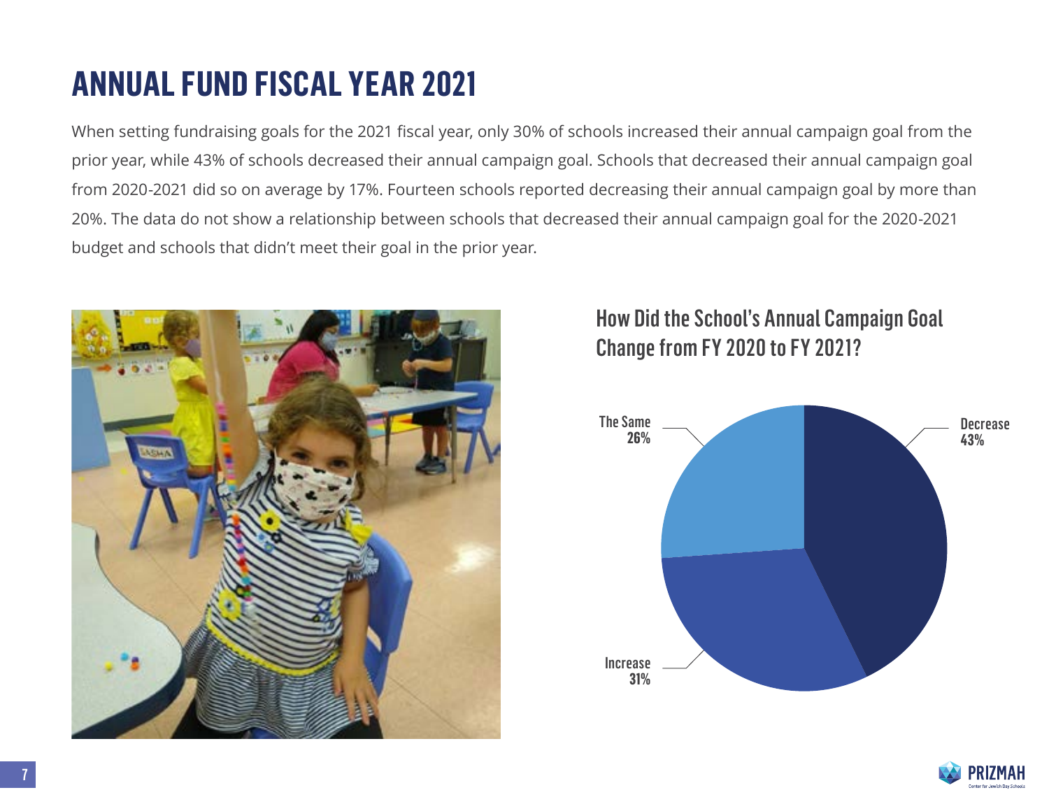# ANNUAL FUND FISCAL YEAR 2021

When setting fundraising goals for the 2021 fiscal year, only 30% of schools increased their annual campaign goal from the prior year, while 43% of schools decreased their annual campaign goal. Schools that decreased their annual campaign goal from 2020-2021 did so on average by 17%. Fourteen schools reported decreasing their annual campaign goal by more than 20%. The data do not show a relationship between schools that decreased their annual campaign goal for the 2020-2021 budget and schools that didn't meet their goal in the prior year.

## How Did the School's Annual Campaign Goal Change from FY 2020 to FY 2021?

| Change | Percent |
| --- | --- |
| Decrease | 43% |
| Increase | 31% |
| The Same | 26% |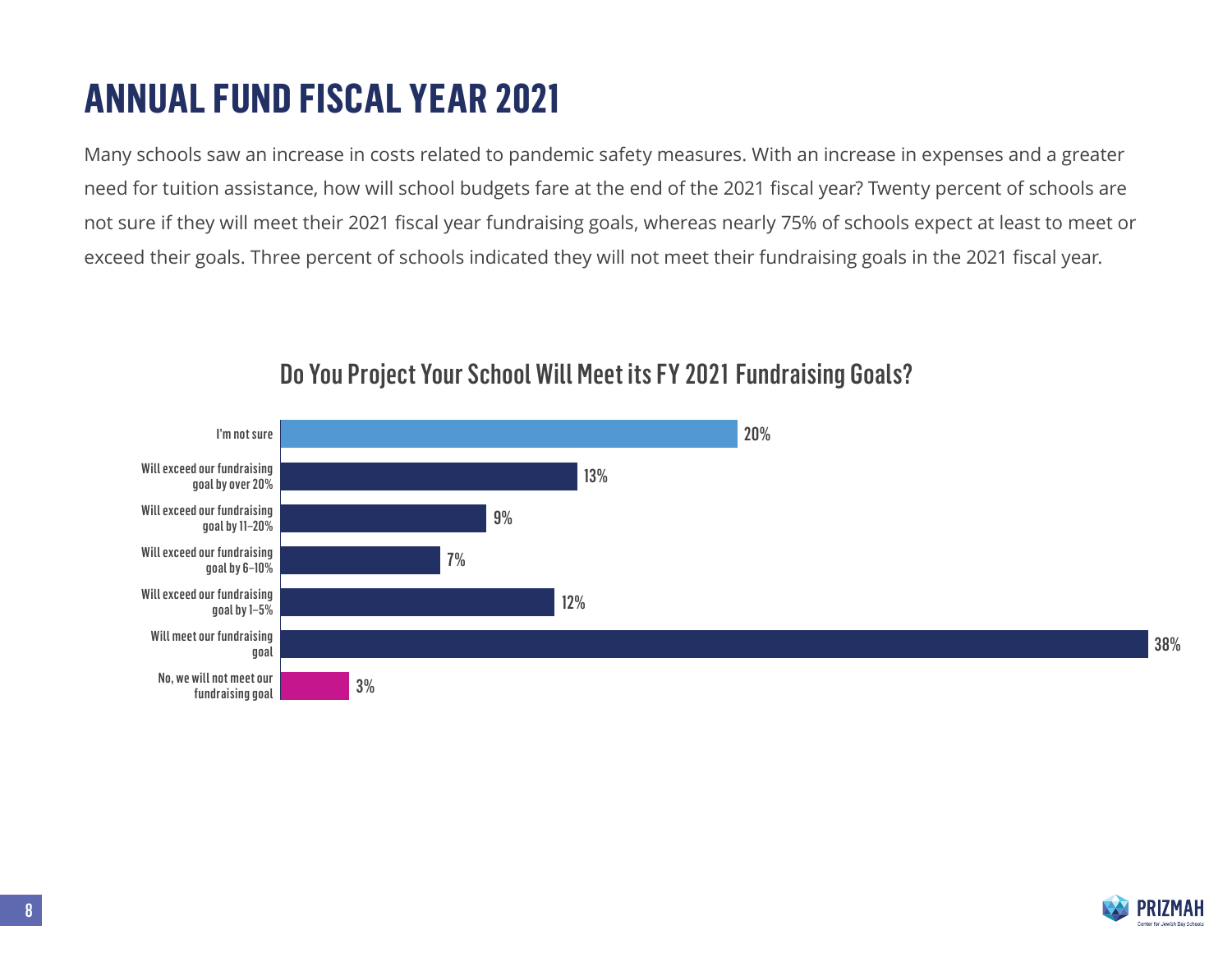# ANNUAL FUND FISCAL YEAR 2021

Many schools saw an increase in costs related to pandemic safety measures. With an increase in expenses and a greater need for tuition assistance, how will school budgets fare at the end of the 2021 fiscal year? Twenty percent of schools are not sure if they will meet their 2021 fiscal year fundraising goals, whereas nearly 75% of schools expect at least to meet or exceed their goals. Three percent of schools indicated they will not meet their fundraising goals in the 2021 fiscal year.

## Do You Project Your School Will Meet its FY 2021 Fundraising Goals?

| Response | Percent |
| --- | --- |
| I'm not sure | 20% |
| Will exceed our fundraising goal by over 20% | 13% |
| Will exceed our fundraising goal by 11–20% | 9% |
| Will exceed our fundraising goal by 6–10% | 7% |
| Will exceed our fundraising goal by 1–5% | 12% |
| Will meet our fundraising goal | 38% |
| No, we will not meet our fundraising goal | 3% |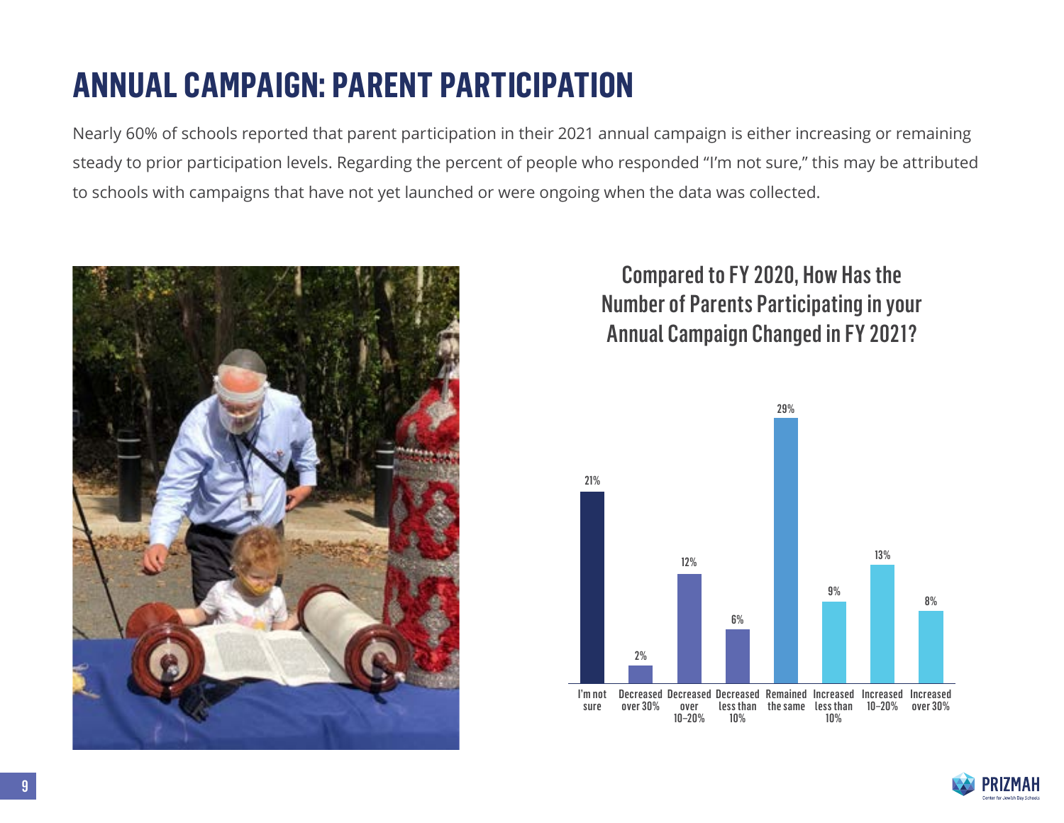# ANNUAL CAMPAIGN: PARENT PARTICIPATION

Nearly 60% of schools reported that parent participation in their 2021 annual campaign is either increasing or remaining steady to prior participation levels. Regarding the percent of people who responded "I'm not sure," this may be attributed to schools with campaigns that have not yet launched or were ongoing when the data was collected.

### Compared to FY 2020, How Has the Number of Parents Participating in your Annual Campaign Changed in FY 2021?

| Response | Percent |
|---|---|
| I'm not sure | 21% |
| Decreased over 30% | 2% |
| Decreased over 10–20% | 12% |
| Decreased less than 10% | 6% |
| Remained the same | 29% |
| Increased less than 10% | 9% |
| Increased 10–20% | 13% |
| Increased over 30% | 8% |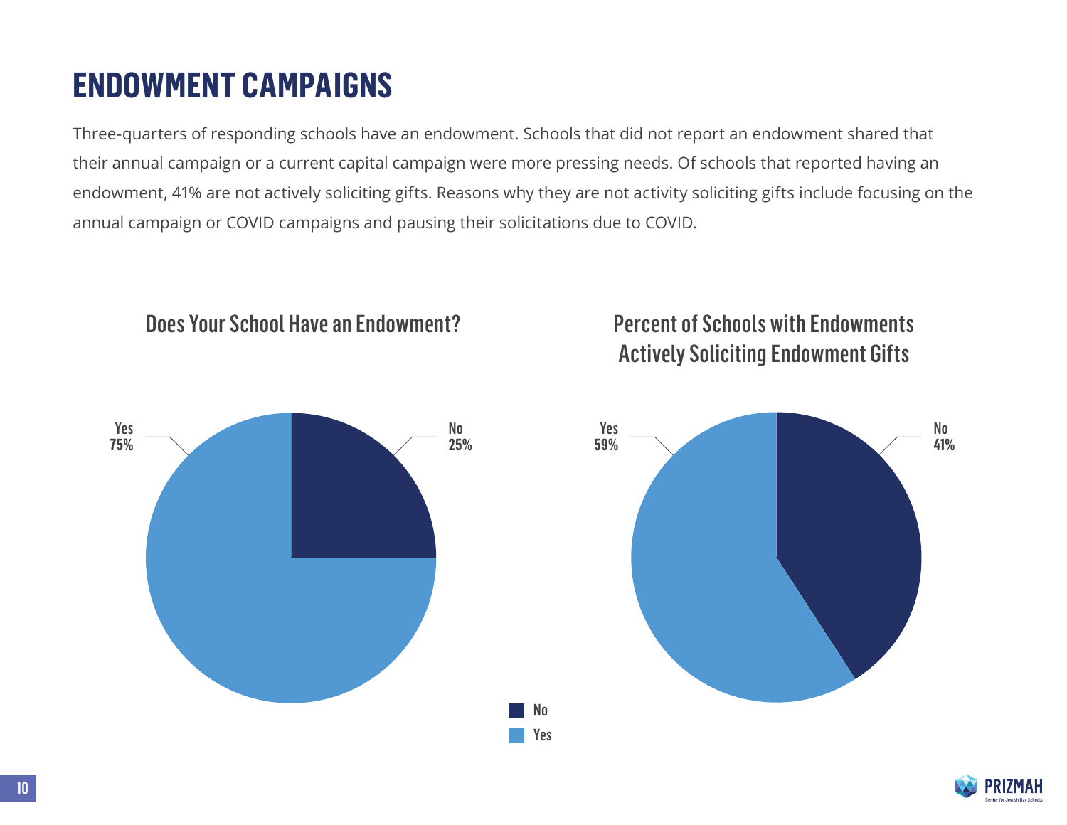# ENDOWMENT CAMPAIGNS

Three-quarters of responding schools have an endowment. Schools that did not report an endowment shared that their annual campaign or a current capital campaign were more pressing needs. Of schools that reported having an endowment, 41% are not actively soliciting gifts. Reasons why they are not activity soliciting gifts include focusing on the annual campaign or COVID campaigns and pausing their solicitations due to COVID.

### Does Your School Have an Endowment?

| Response | Percent |
|---|---|
| Yes | 75% |
| No | 25% |

### Percent of Schools with Endowments Actively Soliciting Endowment Gifts

| Response | Percent |
|---|---|
| Yes | 59% |
| No | 41% |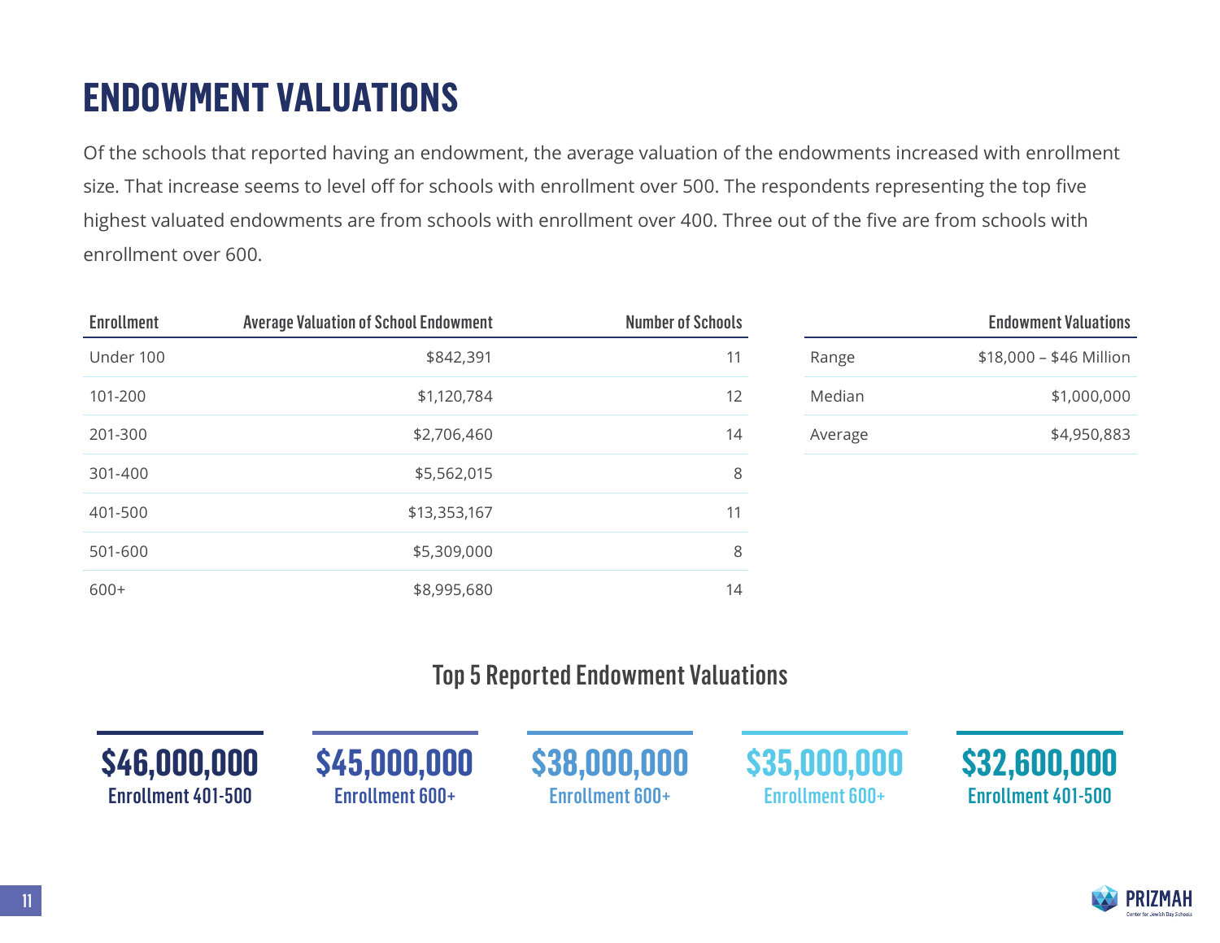# ENDOWMENT VALUATIONS

Of the schools that reported having an endowment, the average valuation of the endowments increased with enrollment size. That increase seems to level off for schools with enrollment over 500. The respondents representing the top five highest valuated endowments are from schools with enrollment over 400. Three out of the five are from schools with enrollment over 600.

| Enrollment | Average Valuation of School Endowment | Number of Schools |
|---|---|---|
| Under 100 | $842,391 | 11 |
| 101-200 | $1,120,784 | 12 |
| 201-300 | $2,706,460 | 14 |
| 301-400 | $5,562,015 | 8 |
| 401-500 | $13,353,167 | 11 |
| 501-600 | $5,309,000 | 8 |
| 600+ | $8,995,680 | 14 |

| | Endowment Valuations |
|---|---|
| Range | $18,000 – $46 Million |
| Median | $1,000,000 |
| Average | $4,950,883 |

## Top 5 Reported Endowment Valuations

**$46,000,000**
Enrollment 401-500

**$45,000,000**
Enrollment 600+

**$38,000,000**
Enrollment 600+

**$35,000,000**
Enrollment 600+

**$32,600,000**
Enrollment 401-500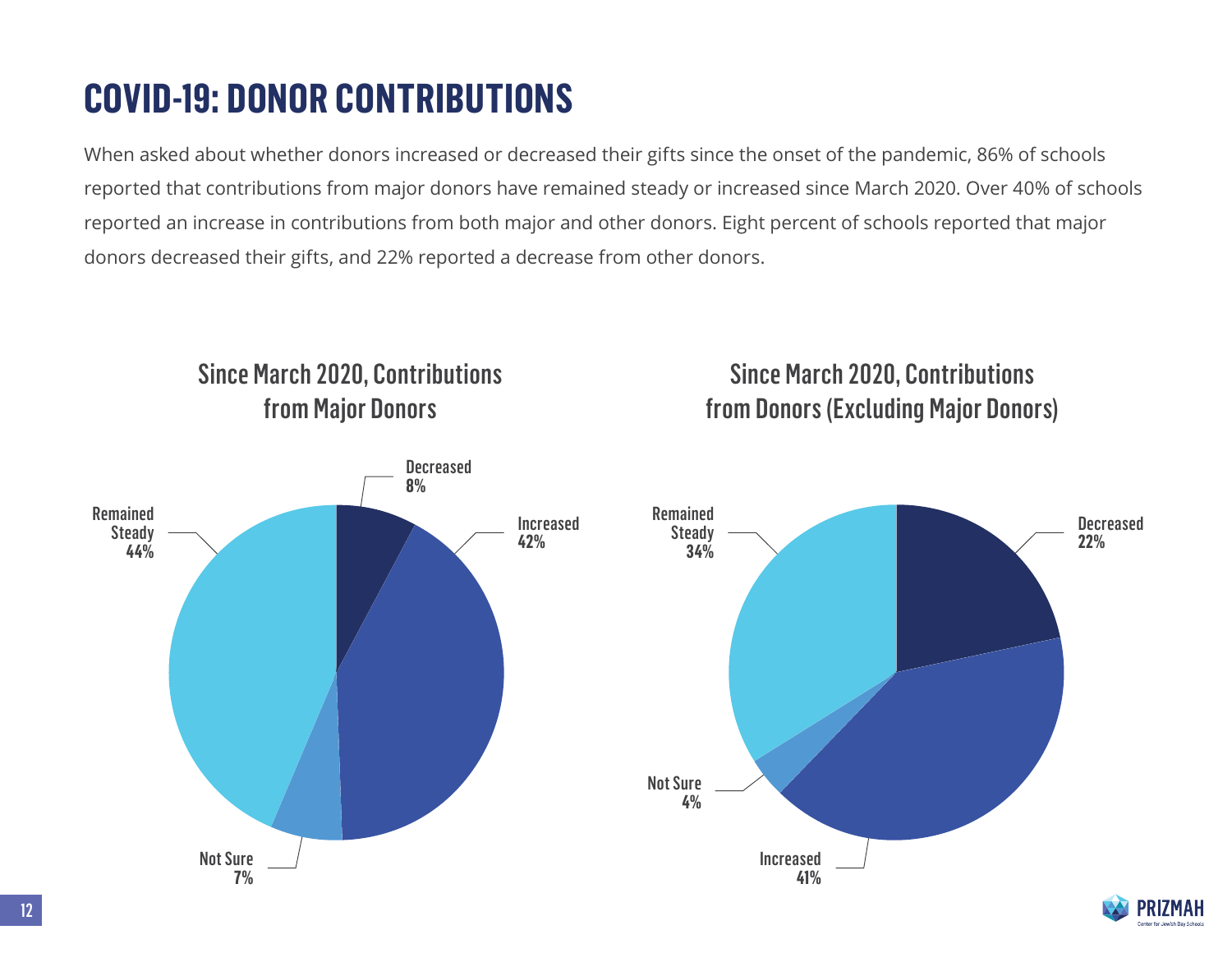# COVID-19: DONOR CONTRIBUTIONS

When asked about whether donors increased or decreased their gifts since the onset of the pandemic, 86% of schools reported that contributions from major donors have remained steady or increased since March 2020. Over 40% of schools reported an increase in contributions from both major and other donors. Eight percent of schools reported that major donors decreased their gifts, and 22% reported a decrease from other donors.

### Since March 2020, Contributions from Major Donors

| Response | Percent |
|---|---|
| Decreased | 8% |
| Increased | 42% |
| Not Sure | 7% |
| Remained Steady | 44% |

### Since March 2020, Contributions from Donors (Excluding Major Donors)

| Response | Percent |
|---|---|
| Decreased | 22% |
| Increased | 41% |
| Not Sure | 4% |
| Remained Steady | 34% |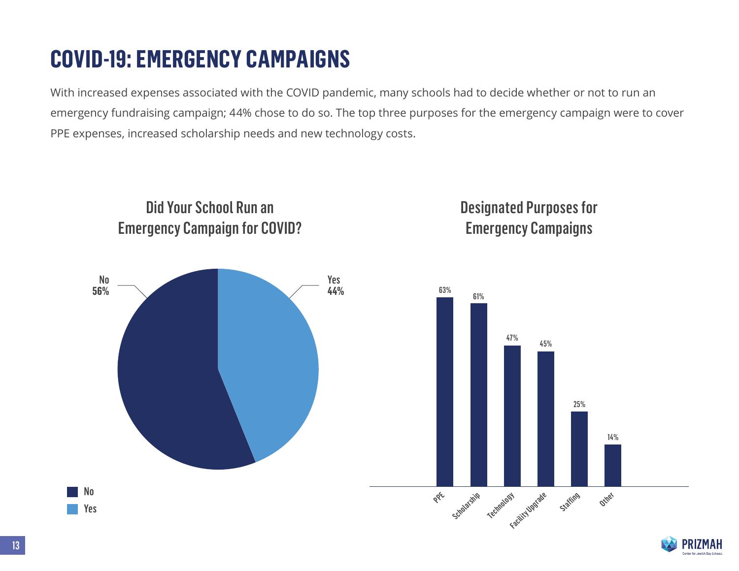# COVID-19: EMERGENCY CAMPAIGNS

With increased expenses associated with the COVID pandemic, many schools had to decide whether or not to run an emergency fundraising campaign; 44% chose to do so. The top three purposes for the emergency campaign were to cover PPE expenses, increased scholarship needs and new technology costs.

### Did Your School Run an Emergency Campaign for COVID?

| Response | Percentage |
| --- | --- |
| No | 56% |
| Yes | 44% |

### Designated Purposes for Emergency Campaigns

| Purpose | Percentage |
| --- | --- |
| PPE | 63% |
| Scholarship | 61% |
| Technology | 47% |
| Facility Upgrade | 45% |
| Staffing | 25% |
| Other | 14% |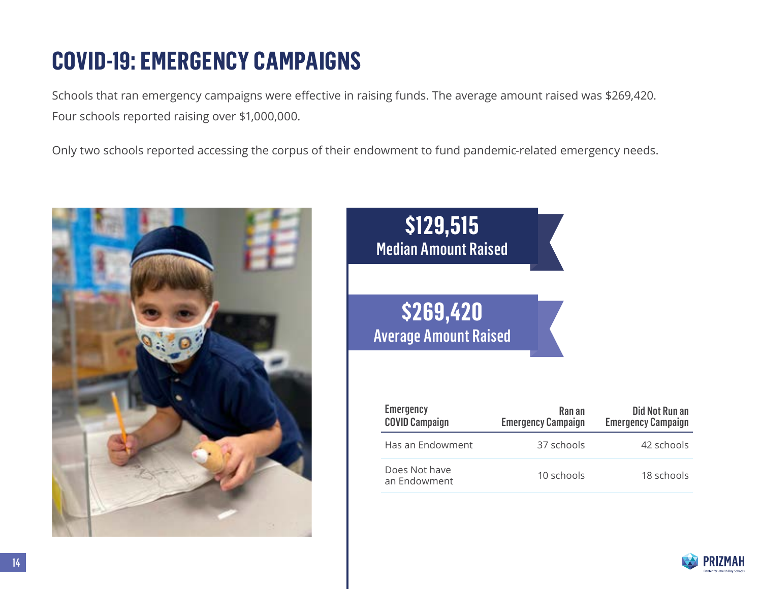# COVID-19: EMERGENCY CAMPAIGNS

Schools that ran emergency campaigns were effective in raising funds. The average amount raised was $269,420. Four schools reported raising over $1,000,000.

Only two schools reported accessing the corpus of their endowment to fund pandemic-related emergency needs.

**$129,515**
**Median Amount Raised**

**$269,420**
**Average Amount Raised**

| Emergency COVID Campaign | Ran an Emergency Campaign | Did Not Run an Emergency Campaign |
|---|---|---|
| Has an Endowment | 37 schools | 42 schools |
| Does Not have an Endowment | 10 schools | 18 schools |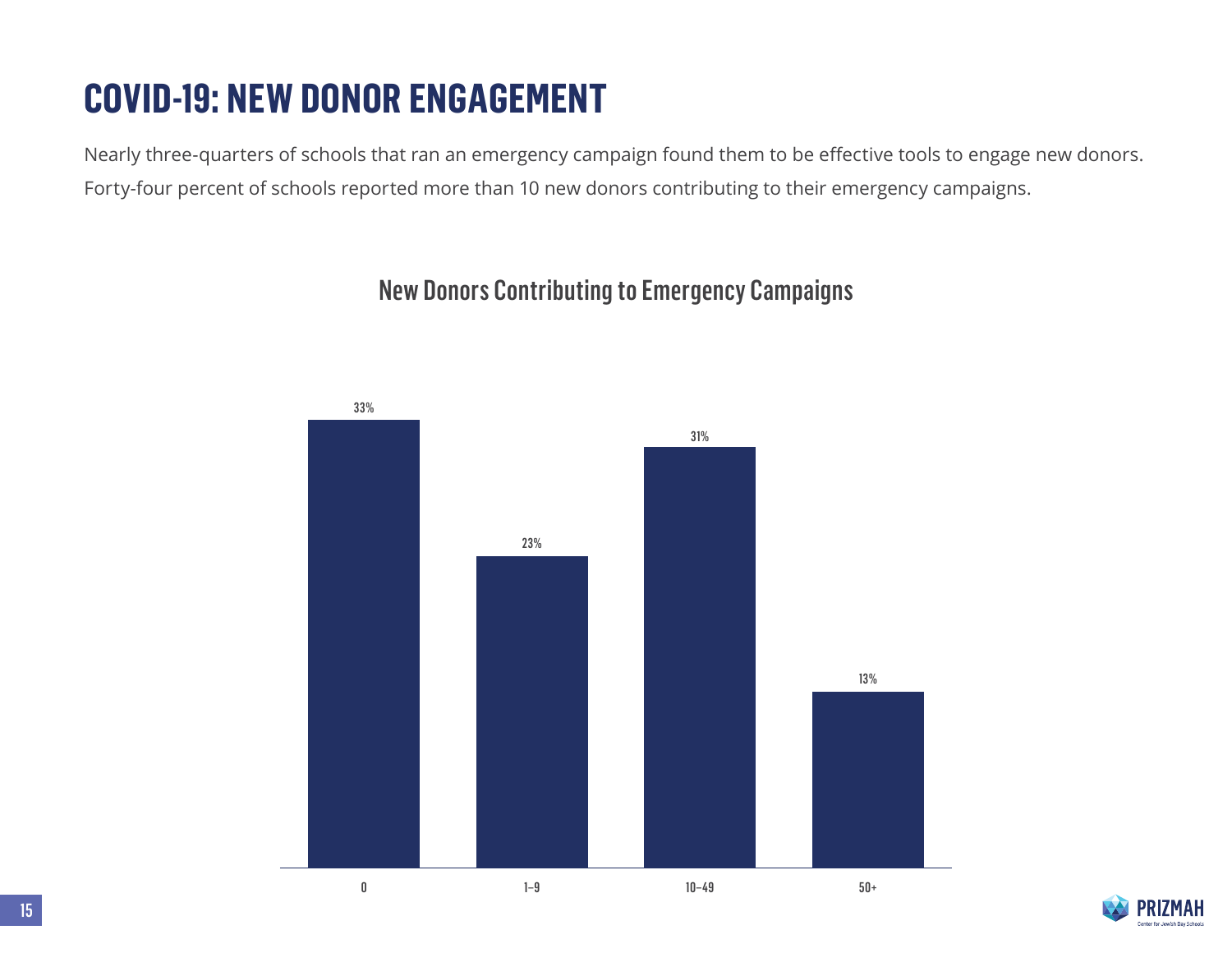# COVID-19: NEW DONOR ENGAGEMENT

Nearly three-quarters of schools that ran an emergency campaign found them to be effective tools to engage new donors. Forty-four percent of schools reported more than 10 new donors contributing to their emergency campaigns.

## New Donors Contributing to Emergency Campaigns

| New Donors | Percentage |
| --- | --- |
| 0 | 33% |
| 1–9 | 23% |
| 10–49 | 31% |
| 50+ | 13% |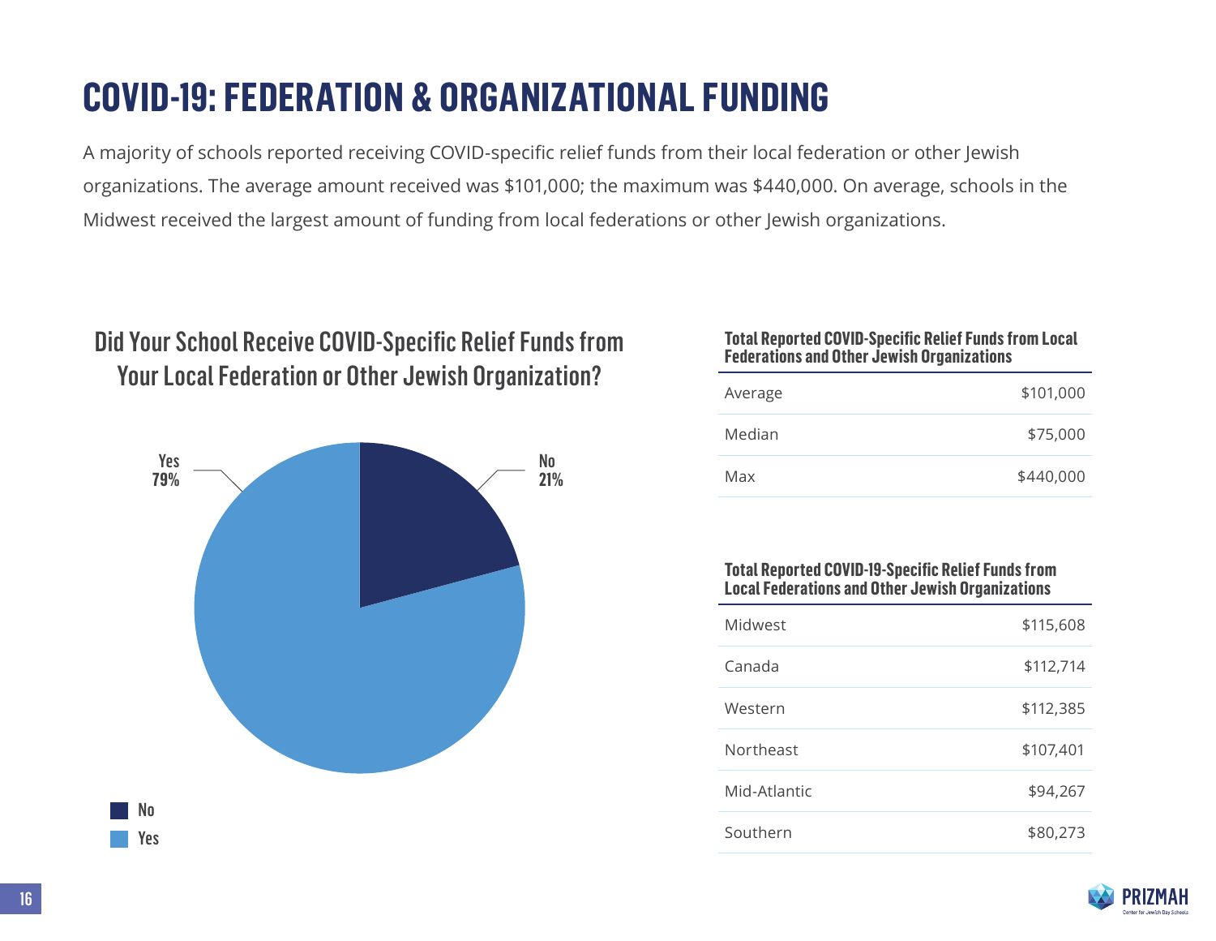# COVID-19: FEDERATION & ORGANIZATIONAL FUNDING

A majority of schools reported receiving COVID-specific relief funds from their local federation or other Jewish organizations. The average amount received was $101,000; the maximum was $440,000. On average, schools in the Midwest received the largest amount of funding from local federations or other Jewish organizations.

## Did Your School Receive COVID-Specific Relief Funds from Your Local Federation or Other Jewish Organization?

| Response | Percent |
|---|---|
| Yes | 79% |
| No | 21% |

### Total Reported COVID-Specific Relief Funds from Local Federations and Other Jewish Organizations

| | |
|---|---|
| Average | $101,000 |
| Median | $75,000 |
| Max | $440,000 |

### Total Reported COVID-19-Specific Relief Funds from Local Federations and Other Jewish Organizations

| | |
|---|---|
| Midwest | $115,608 |
| Canada | $112,714 |
| Western | $112,385 |
| Northeast | $107,401 |
| Mid-Atlantic | $94,267 |
| Southern | $80,273 |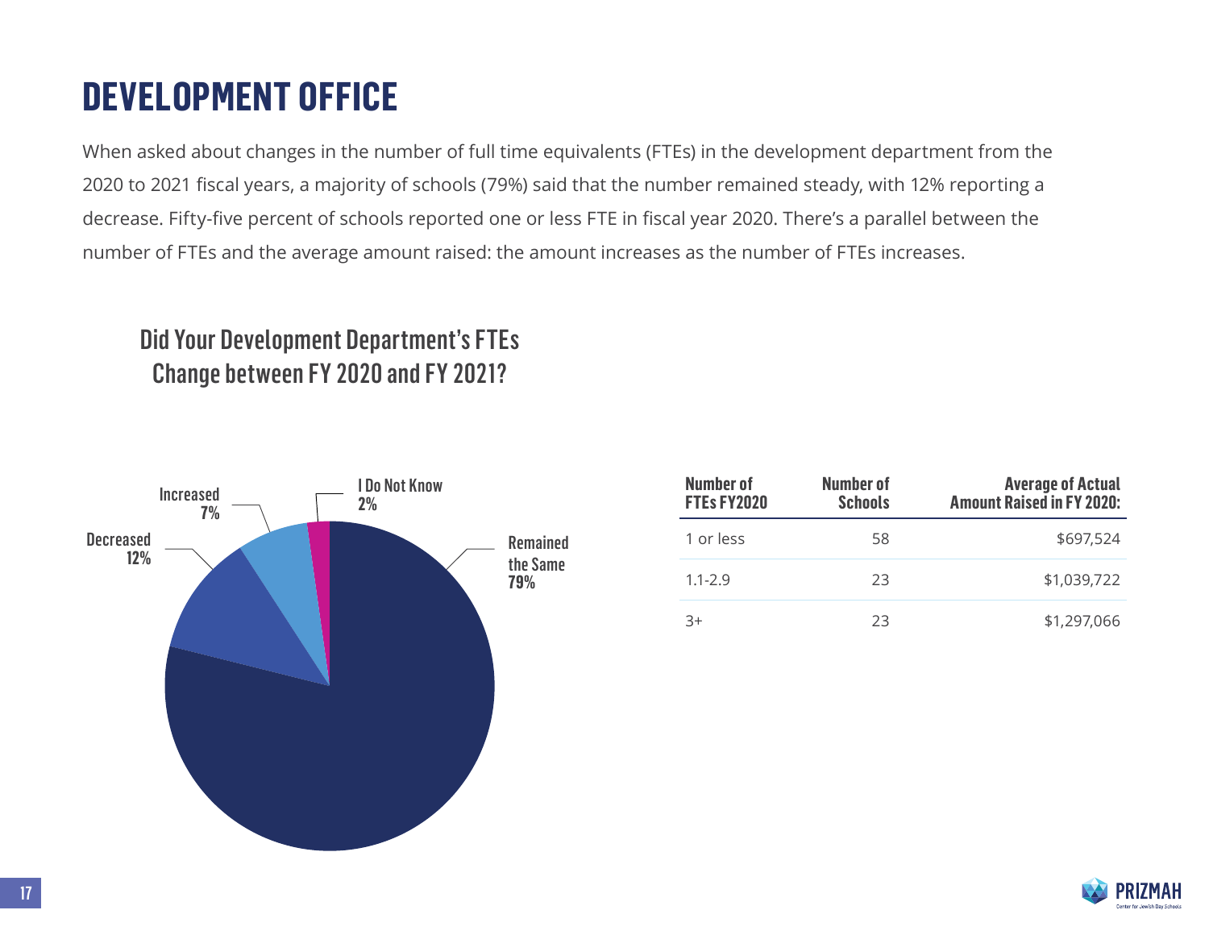# DEVELOPMENT OFFICE

When asked about changes in the number of full time equivalents (FTEs) in the development department from the 2020 to 2021 fiscal years, a majority of schools (79%) said that the number remained steady, with 12% reporting a decrease. Fifty-five percent of schools reported one or less FTE in fiscal year 2020. There's a parallel between the number of FTEs and the average amount raised: the amount increases as the number of FTEs increases.

## Did Your Development Department's FTEs Change between FY 2020 and FY 2021?

Remained the Same 79%
Decreased 12%
Increased 7%
I Do Not Know 2%

| Number of FTEs FY2020 | Number of Schools | Average of Actual Amount Raised in FY 2020: |
|---|---|---|
| 1 or less | 58 | $697,524 |
| 1.1-2.9 | 23 | $1,039,722 |
| 3+ | 23 | $1,297,066 |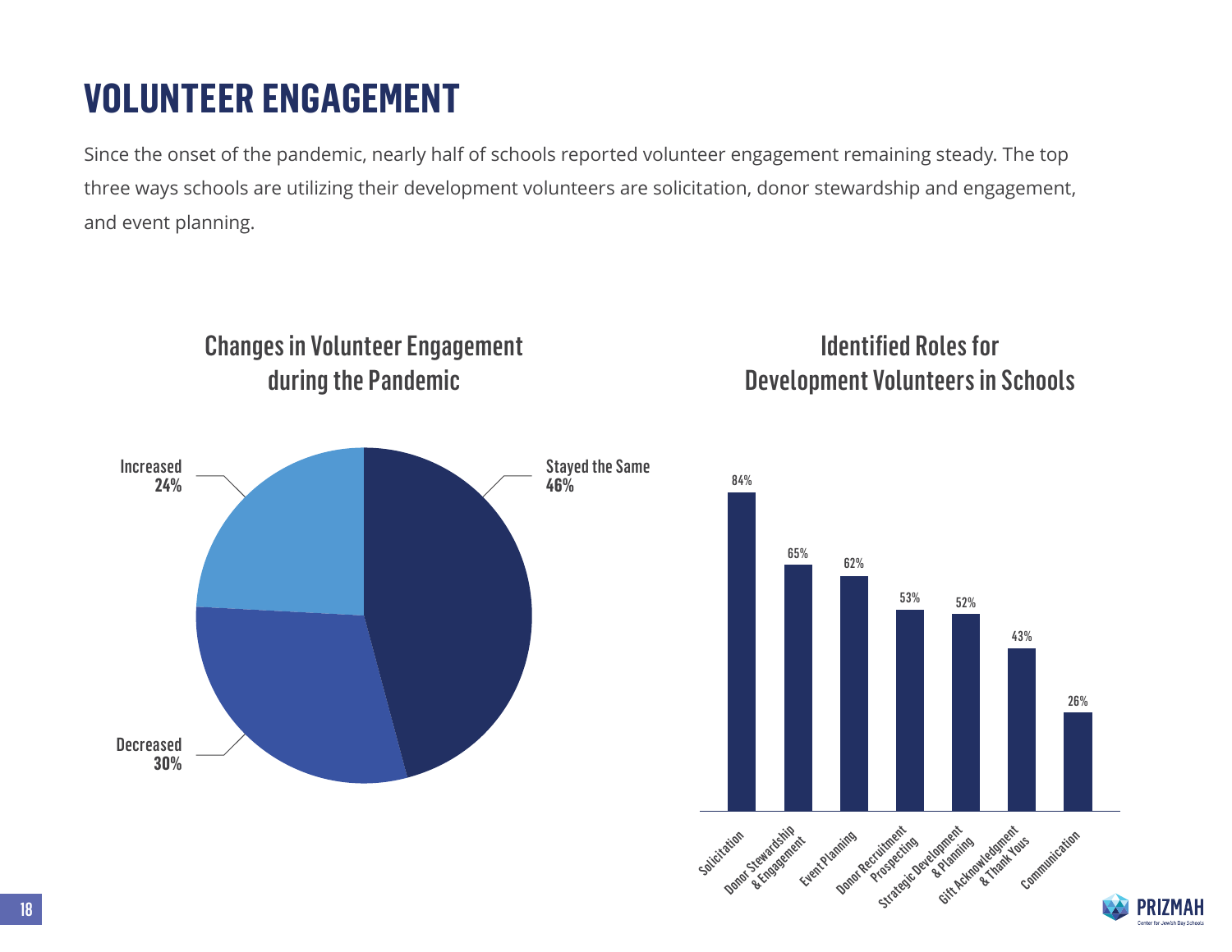# VOLUNTEER ENGAGEMENT

Since the onset of the pandemic, nearly half of schools reported volunteer engagement remaining steady. The top three ways schools are utilizing their development volunteers are solicitation, donor stewardship and engagement, and event planning.

### Changes in Volunteer Engagement during the Pandemic

| Change | Percentage |
|---|---|
| Stayed the Same | 46% |
| Decreased | 30% |
| Increased | 24% |

### Identified Roles for Development Volunteers in Schools

| Role | Percentage |
|---|---|
| Solicitation | 84% |
| Donor Stewardship & Engagement | 65% |
| Event Planning | 62% |
| Donor Recruitment Prospecting | 53% |
| Strategic Development & Planning | 52% |
| Gift Acknowledgment & Thank Yous | 43% |
| Communication | 26% |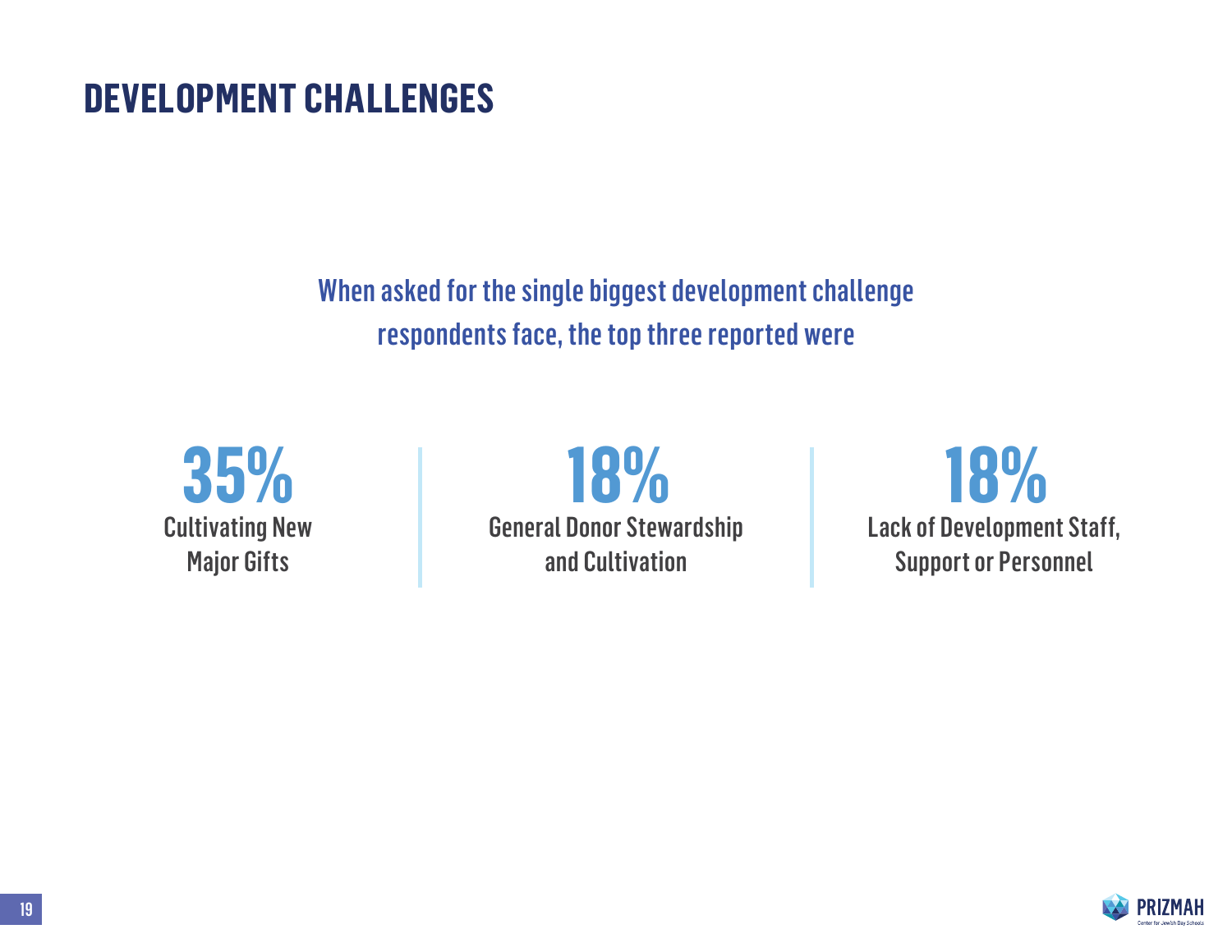# DEVELOPMENT CHALLENGES

When asked for the single biggest development challenge respondents face, the top three reported were

**35%**
Cultivating New Major Gifts

**18%**
General Donor Stewardship and Cultivation

**18%**
Lack of Development Staff, Support or Personnel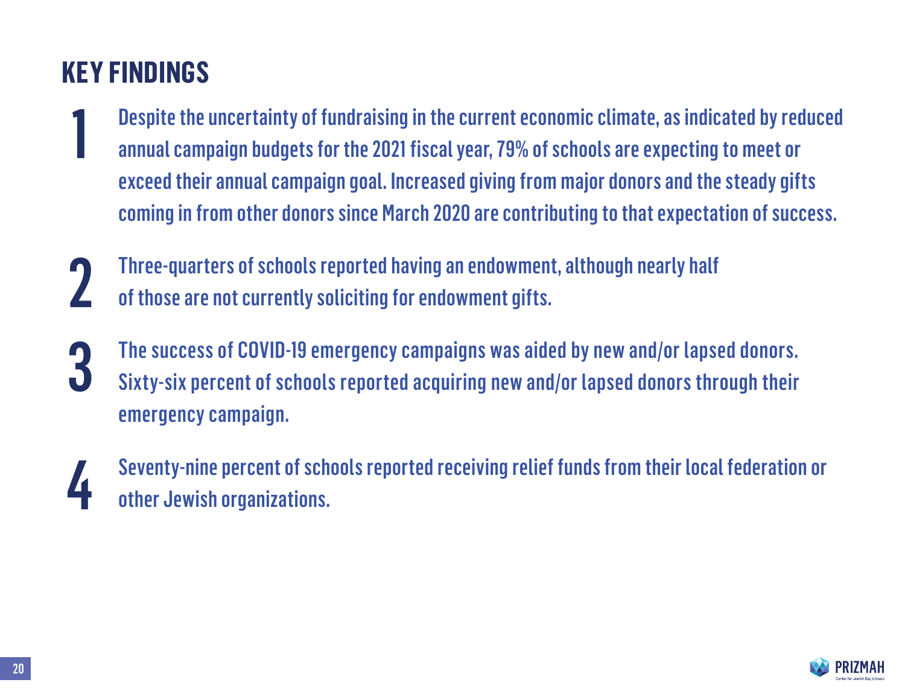## KEY FINDINGS

1. Despite the uncertainty of fundraising in the current economic climate, as indicated by reduced annual campaign budgets for the 2021 fiscal year, 79% of schools are expecting to meet or exceed their annual campaign goal. Increased giving from major donors and the steady gifts coming in from other donors since March 2020 are contributing to that expectation of success.

2. Three-quarters of schools reported having an endowment, although nearly half of those are not currently soliciting for endowment gifts.

3. The success of COVID-19 emergency campaigns was aided by new and/or lapsed donors. Sixty-six percent of schools reported acquiring new and/or lapsed donors through their emergency campaign.

4. Seventy-nine percent of schools reported receiving relief funds from their local federation or other Jewish organizations.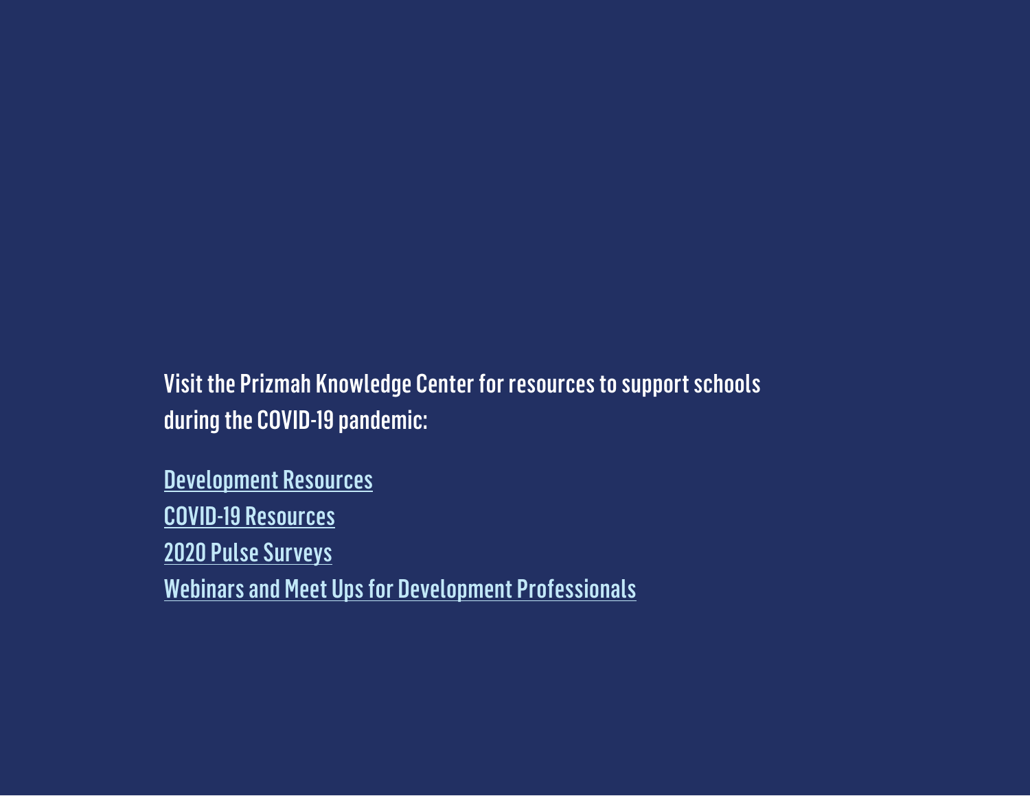Visit the Prizmah Knowledge Center for resources to support schools during the COVID-19 pandemic:

Development Resources
COVID-19 Resources
2020 Pulse Surveys
Webinars and Meet Ups for Development Professionals